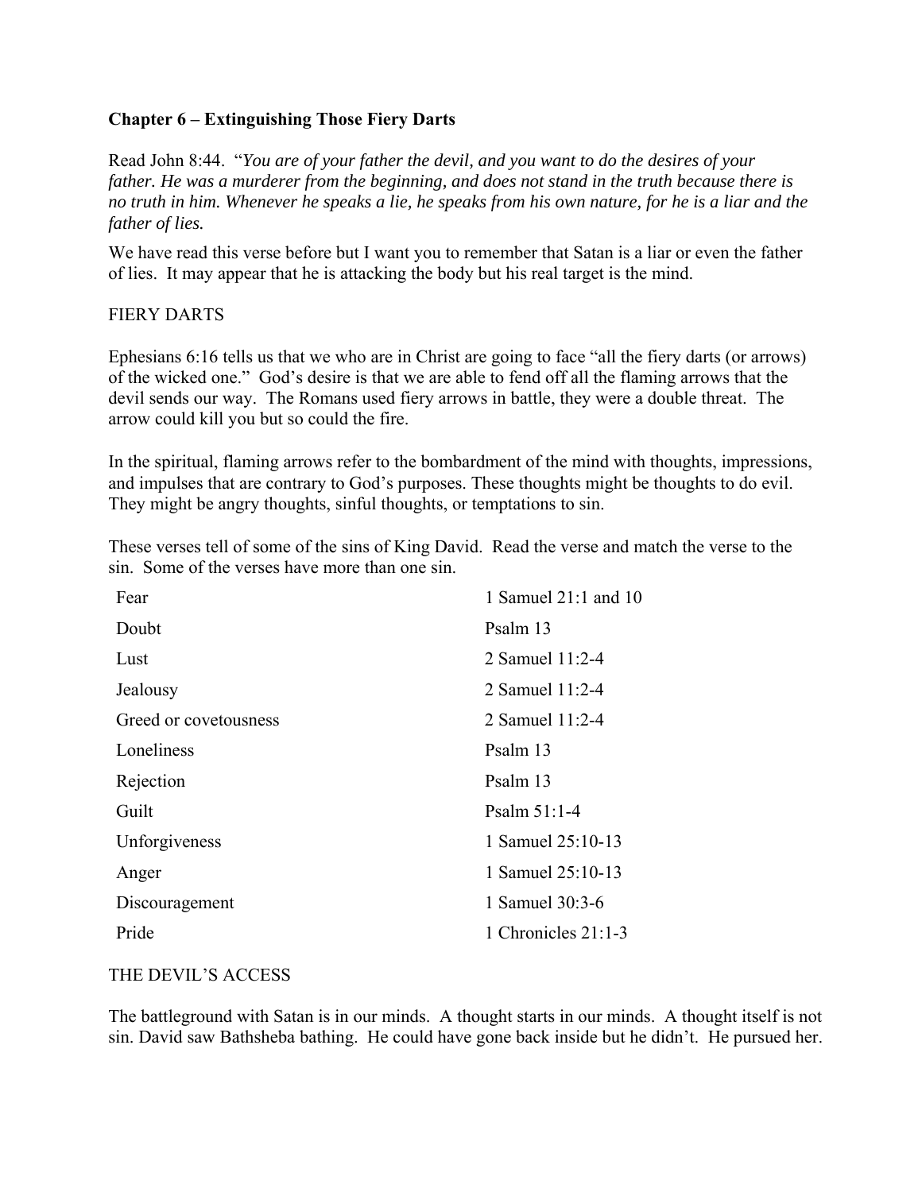**Chapter 6 – Extinguishing Those Fiery Darts**

Read John 8:44. "*You are of your father the devil, and you want to do the desires of your father. He was a murderer from the beginning, and does not stand in the truth because there is no truth in him. Whenever he speaks a lie, he speaks from his own nature, for he is a liar and the father of lies.*

We have read this verse before but I want you to remember that Satan is a liar or even the father of lies. It may appear that he is attacking the body but his real target is the mind.

FIERY DARTS

Ephesians 6:16 tells us that we who are in Christ are going to face "all the fiery darts (or arrows) of the wicked one." God's desire is that we are able to fend off all the flaming arrows that the devil sends our way. The Romans used fiery arrows in battle, they were a double threat. The arrow could kill you but so could the fire.

In the spiritual, flaming arrows refer to the bombardment of the mind with thoughts, impressions, and impulses that are contrary to God's purposes. These thoughts might be thoughts to do evil. They might be angry thoughts, sinful thoughts, or temptations to sin.

These verses tell of some of the sins of King David. Read the verse and match the verse to the sin. Some of the verses have more than one sin.

| | |
|---|---|
| Fear | 1 Samuel 21:1 and 10 |
| Doubt | Psalm 13 |
| Lust | 2 Samuel 11:2-4 |
| Jealousy | 2 Samuel 11:2-4 |
| Greed or covetousness | 2 Samuel 11:2-4 |
| Loneliness | Psalm 13 |
| Rejection | Psalm 13 |
| Guilt | Psalm 51:1-4 |
| Unforgiveness | 1 Samuel 25:10-13 |
| Anger | 1 Samuel 25:10-13 |
| Discouragement | 1 Samuel 30:3-6 |
| Pride | 1 Chronicles 21:1-3 |

THE DEVIL'S ACCESS

The battleground with Satan is in our minds. A thought starts in our minds. A thought itself is not sin. David saw Bathsheba bathing. He could have gone back inside but he didn't. He pursued her.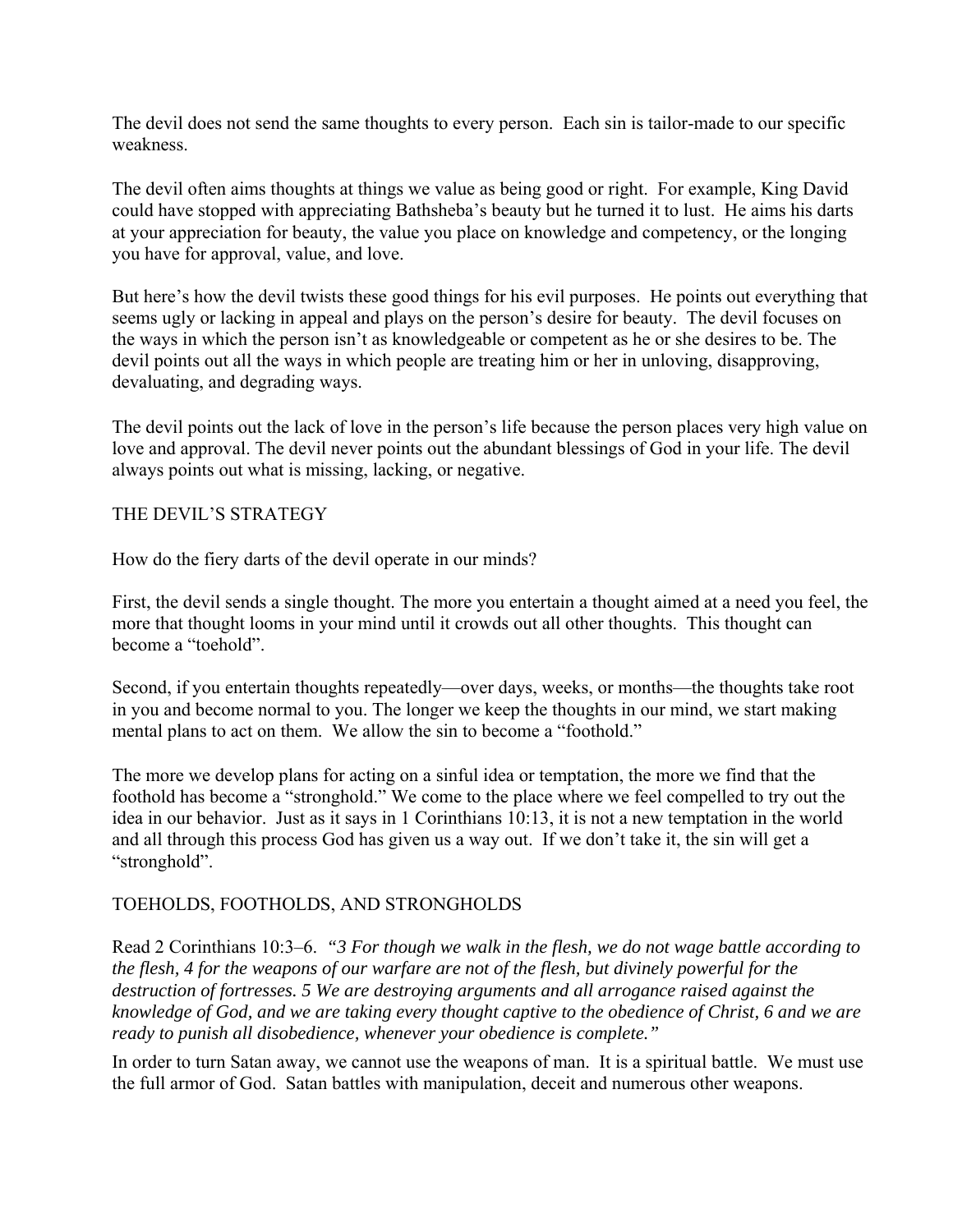The devil does not send the same thoughts to every person. Each sin is tailor-made to our specific weakness.

The devil often aims thoughts at things we value as being good or right. For example, King David could have stopped with appreciating Bathsheba's beauty but he turned it to lust. He aims his darts at your appreciation for beauty, the value you place on knowledge and competency, or the longing you have for approval, value, and love.

But here's how the devil twists these good things for his evil purposes. He points out everything that seems ugly or lacking in appeal and plays on the person's desire for beauty. The devil focuses on the ways in which the person isn't as knowledgeable or competent as he or she desires to be. The devil points out all the ways in which people are treating him or her in unloving, disapproving, devaluating, and degrading ways.

The devil points out the lack of love in the person's life because the person places very high value on love and approval. The devil never points out the abundant blessings of God in your life. The devil always points out what is missing, lacking, or negative.

## THE DEVIL'S STRATEGY

How do the fiery darts of the devil operate in our minds?

First, the devil sends a single thought. The more you entertain a thought aimed at a need you feel, the more that thought looms in your mind until it crowds out all other thoughts. This thought can become a "toehold".

Second, if you entertain thoughts repeatedly—over days, weeks, or months—the thoughts take root in you and become normal to you. The longer we keep the thoughts in our mind, we start making mental plans to act on them. We allow the sin to become a "foothold."

The more we develop plans for acting on a sinful idea or temptation, the more we find that the foothold has become a "stronghold." We come to the place where we feel compelled to try out the idea in our behavior. Just as it says in 1 Corinthians 10:13, it is not a new temptation in the world and all through this process God has given us a way out. If we don't take it, the sin will get a "stronghold".

## TOEHOLDS, FOOTHOLDS, AND STRONGHOLDS

Read 2 Corinthians 10:3–6. *"3 For though we walk in the flesh, we do not wage battle according to the flesh, 4 for the weapons of our warfare are not of the flesh, but divinely powerful for the destruction of fortresses. 5 We are destroying arguments and all arrogance raised against the knowledge of God, and we are taking every thought captive to the obedience of Christ, 6 and we are ready to punish all disobedience, whenever your obedience is complete."*

In order to turn Satan away, we cannot use the weapons of man. It is a spiritual battle. We must use the full armor of God. Satan battles with manipulation, deceit and numerous other weapons.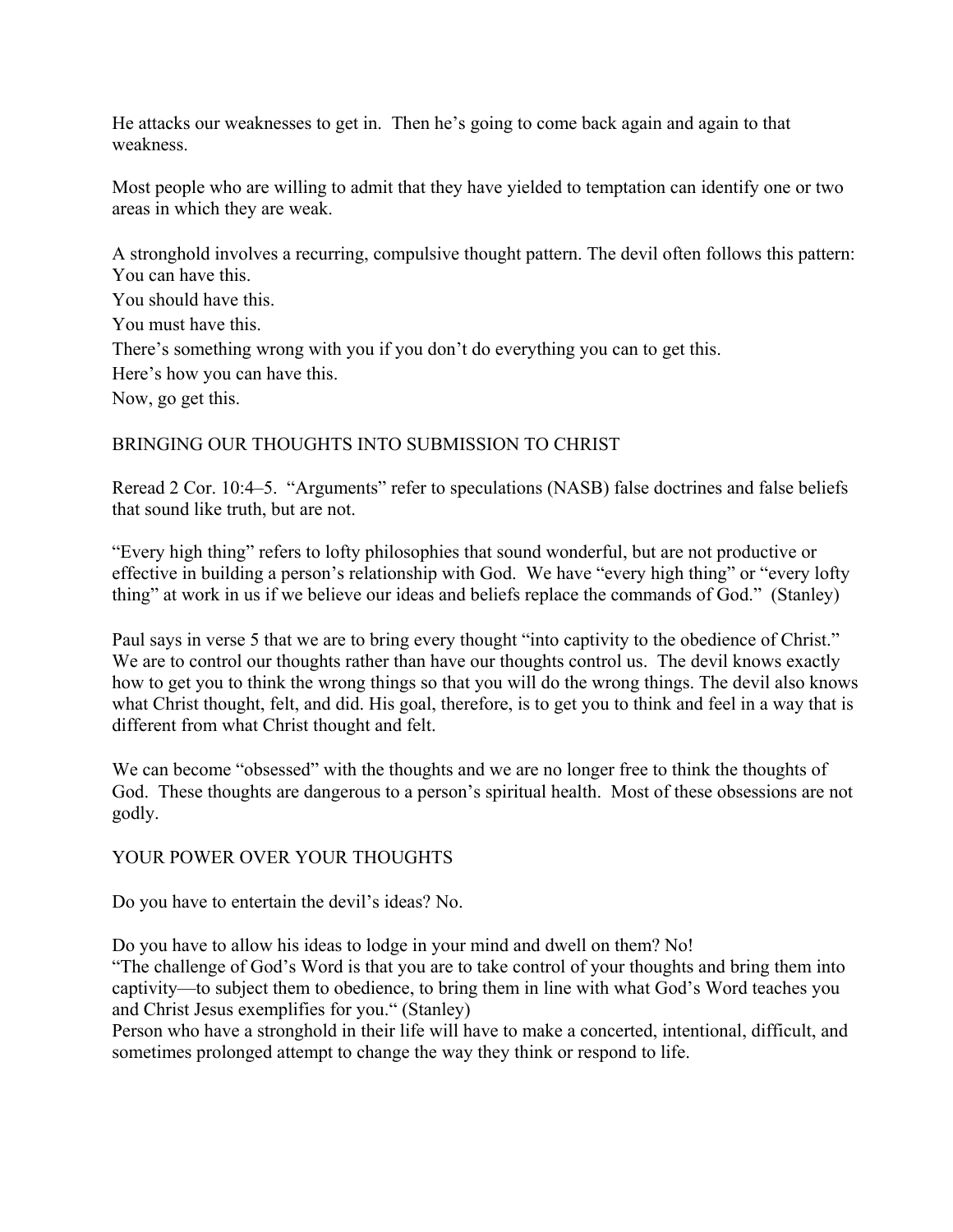He attacks our weaknesses to get in. Then he's going to come back again and again to that weakness.

Most people who are willing to admit that they have yielded to temptation can identify one or two areas in which they are weak.

A stronghold involves a recurring, compulsive thought pattern. The devil often follows this pattern:
You can have this.
You should have this.
You must have this.
There's something wrong with you if you don't do everything you can to get this.
Here's how you can have this.
Now, go get this.

## BRINGING OUR THOUGHTS INTO SUBMISSION TO CHRIST

Reread 2 Cor. 10:4–5. "Arguments" refer to speculations (NASB) false doctrines and false beliefs that sound like truth, but are not.

"Every high thing" refers to lofty philosophies that sound wonderful, but are not productive or effective in building a person's relationship with God. We have "every high thing" or "every lofty thing" at work in us if we believe our ideas and beliefs replace the commands of God." (Stanley)

Paul says in verse 5 that we are to bring every thought "into captivity to the obedience of Christ." We are to control our thoughts rather than have our thoughts control us. The devil knows exactly how to get you to think the wrong things so that you will do the wrong things. The devil also knows what Christ thought, felt, and did. His goal, therefore, is to get you to think and feel in a way that is different from what Christ thought and felt.

We can become "obsessed" with the thoughts and we are no longer free to think the thoughts of God. These thoughts are dangerous to a person's spiritual health. Most of these obsessions are not godly.

## YOUR POWER OVER YOUR THOUGHTS

Do you have to entertain the devil's ideas? No.

Do you have to allow his ideas to lodge in your mind and dwell on them? No!
"The challenge of God's Word is that you are to take control of your thoughts and bring them into captivity—to subject them to obedience, to bring them in line with what God's Word teaches you and Christ Jesus exemplifies for you." (Stanley)
Person who have a stronghold in their life will have to make a concerted, intentional, difficult, and sometimes prolonged attempt to change the way they think or respond to life.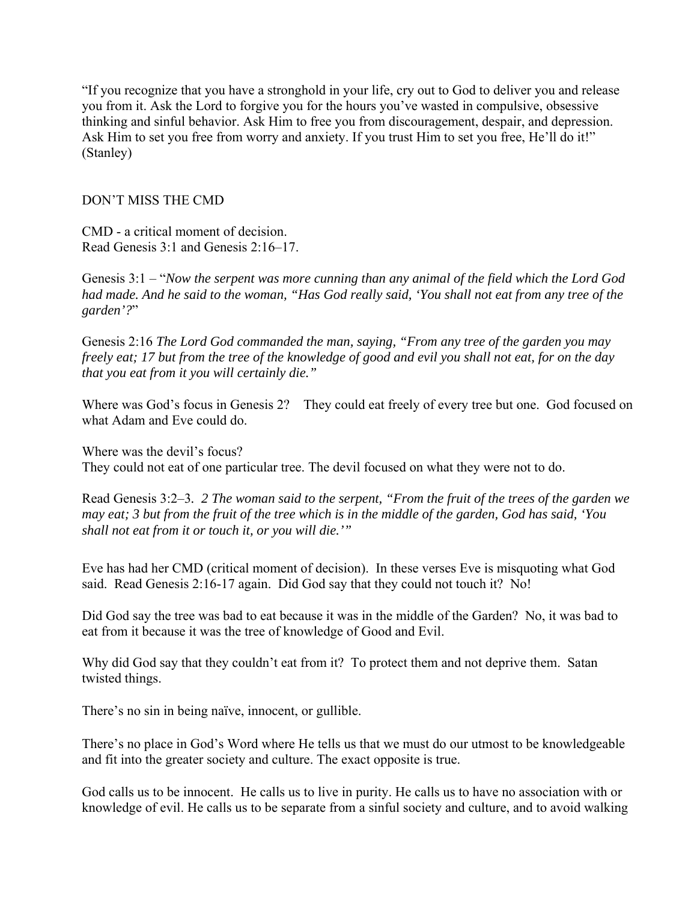"If you recognize that you have a stronghold in your life, cry out to God to deliver you and release you from it. Ask the Lord to forgive you for the hours you've wasted in compulsive, obsessive thinking and sinful behavior. Ask Him to free you from discouragement, despair, and depression. Ask Him to set you free from worry and anxiety. If you trust Him to set you free, He'll do it!" (Stanley)

DON'T MISS THE CMD

CMD - a critical moment of decision.
Read Genesis 3:1 and Genesis 2:16–17.

Genesis 3:1 – "*Now the serpent was more cunning than any animal of the field which the Lord God had made. And he said to the woman, "Has God really said, 'You shall not eat from any tree of the garden'?*"

Genesis 2:16 *The Lord God commanded the man, saying, "From any tree of the garden you may freely eat; 17 but from the tree of the knowledge of good and evil you shall not eat, for on the day that you eat from it you will certainly die."*

Where was God's focus in Genesis 2? They could eat freely of every tree but one. God focused on what Adam and Eve could do.

Where was the devil's focus?
They could not eat of one particular tree. The devil focused on what they were not to do.

Read Genesis 3:2–3. *2 The woman said to the serpent, "From the fruit of the trees of the garden we may eat; 3 but from the fruit of the tree which is in the middle of the garden, God has said, 'You shall not eat from it or touch it, or you will die.'"*

Eve has had her CMD (critical moment of decision). In these verses Eve is misquoting what God said. Read Genesis 2:16-17 again. Did God say that they could not touch it? No!

Did God say the tree was bad to eat because it was in the middle of the Garden? No, it was bad to eat from it because it was the tree of knowledge of Good and Evil.

Why did God say that they couldn't eat from it? To protect them and not deprive them. Satan twisted things.

There's no sin in being naïve, innocent, or gullible.

There's no place in God's Word where He tells us that we must do our utmost to be knowledgeable and fit into the greater society and culture. The exact opposite is true.

God calls us to be innocent. He calls us to live in purity. He calls us to have no association with or knowledge of evil. He calls us to be separate from a sinful society and culture, and to avoid walking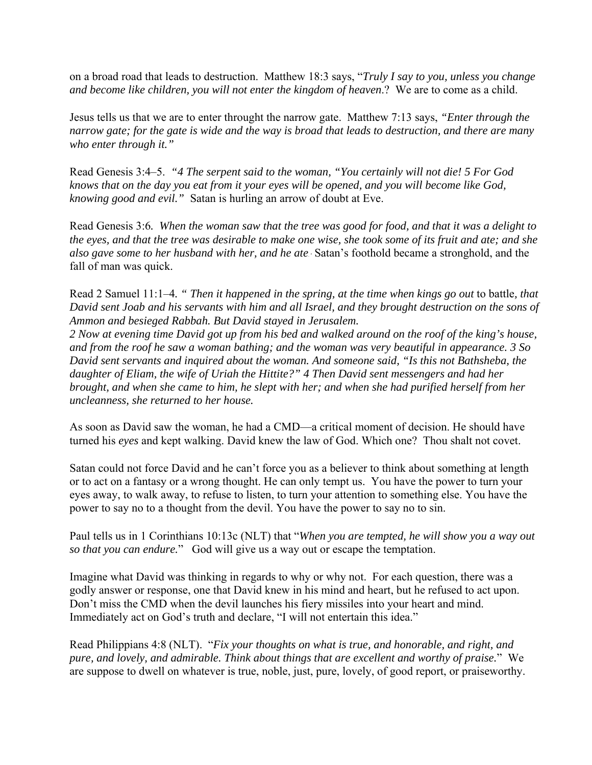on a broad road that leads to destruction. Matthew 18:3 says, "*Truly I say to you, unless you change and become like children, you will not enter the kingdom of heaven*.? We are to come as a child.

Jesus tells us that we are to enter throught the narrow gate. Matthew 7:13 says, *"Enter through the narrow gate; for the gate is wide and the way is broad that leads to destruction, and there are many who enter through it."*

Read Genesis 3:4–5. *"4 The serpent said to the woman, "You certainly will not die! 5 For God knows that on the day you eat from it your eyes will be opened, and you will become like God, knowing good and evil."* Satan is hurling an arrow of doubt at Eve.

Read Genesis 3:6. *When the woman saw that the tree was good for food, and that it was a delight to the eyes, and that the tree was desirable to make one wise, she took some of its fruit and ate; and she also gave some to her husband with her, and he ate*. Satan's foothold became a stronghold, and the fall of man was quick.

Read 2 Samuel 11:1–4. *" Then it happened in the spring, at the time when kings go out* to battle*, that David sent Joab and his servants with him and all Israel, and they brought destruction on the sons of Ammon and besieged Rabbah. But David stayed in Jerusalem.*
*2 Now at evening time David got up from his bed and walked around on the roof of the king's house, and from the roof he saw a woman bathing; and the woman was very beautiful in appearance. 3 So David sent servants and inquired about the woman. And someone said, "Is this not Bathsheba, the daughter of Eliam, the wife of Uriah the Hittite?" 4 Then David sent messengers and had her brought, and when she came to him, he slept with her; and when she had purified herself from her uncleanness, she returned to her house.*

As soon as David saw the woman, he had a CMD—a critical moment of decision. He should have turned his *eyes* and kept walking. David knew the law of God. Which one? Thou shalt not covet.

Satan could not force David and he can't force you as a believer to think about something at length or to act on a fantasy or a wrong thought. He can only tempt us. You have the power to turn your eyes away, to walk away, to refuse to listen, to turn your attention to something else. You have the power to say no to a thought from the devil. You have the power to say no to sin.

Paul tells us in 1 Corinthians 10:13c (NLT) that "*When you are tempted, he will show you a way out so that you can endure.*" God will give us a way out or escape the temptation.

Imagine what David was thinking in regards to why or why not. For each question, there was a godly answer or response, one that David knew in his mind and heart, but he refused to act upon. Don't miss the CMD when the devil launches his fiery missiles into your heart and mind. Immediately act on God's truth and declare, "I will not entertain this idea."

Read Philippians 4:8 (NLT). "*Fix your thoughts on what is true, and honorable, and right, and pure, and lovely, and admirable. Think about things that are excellent and worthy of praise.*" We are suppose to dwell on whatever is true, noble, just, pure, lovely, of good report, or praiseworthy.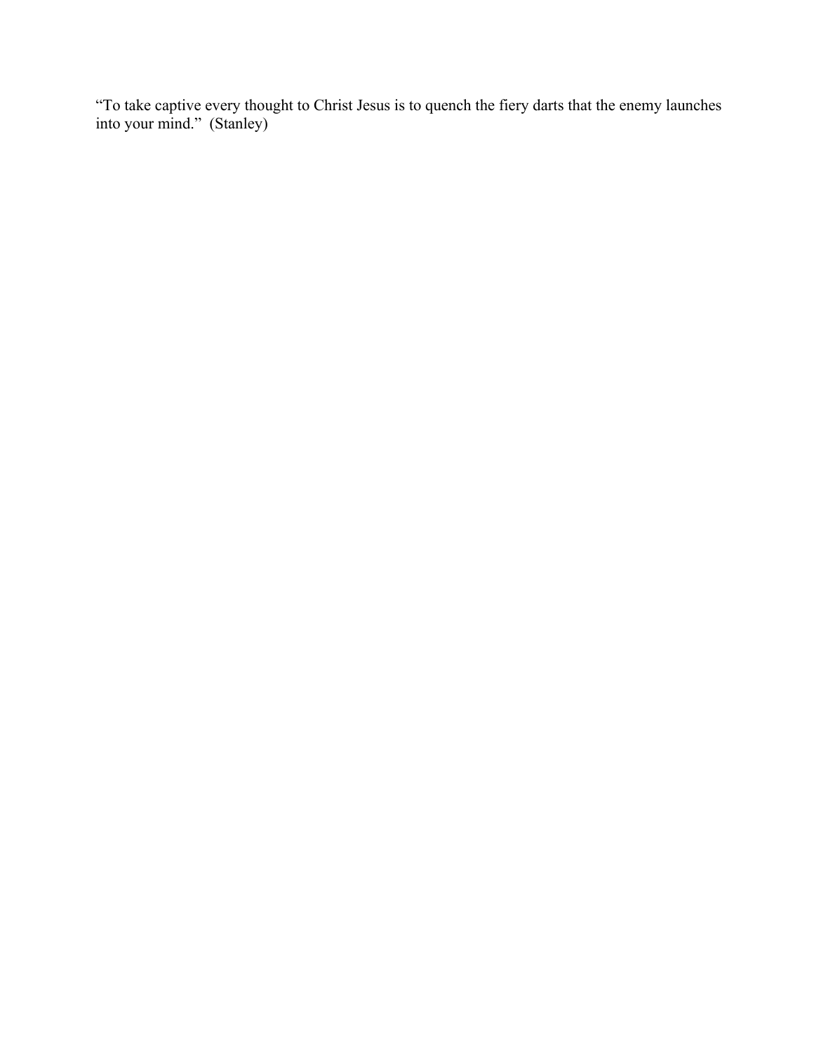"To take captive every thought to Christ Jesus is to quench the fiery darts that the enemy launches into your mind."  (Stanley)